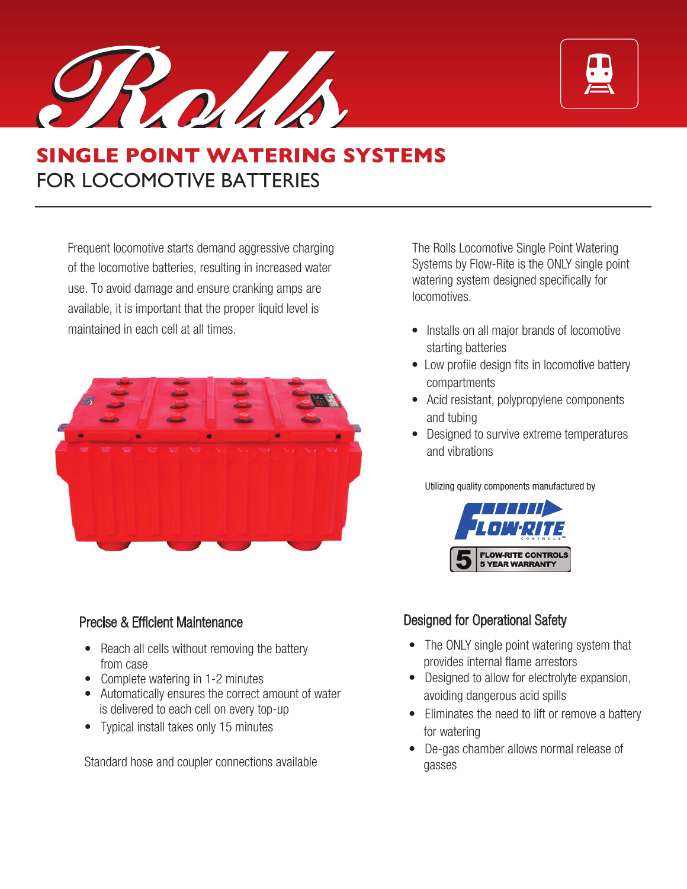Rolls

# SINGLE POINT WATERING SYSTEMS
## FOR LOCOMOTIVE BATTERIES

Frequent locomotive starts demand aggressive charging of the locomotive batteries, resulting in increased water use. To avoid damage and ensure cranking amps are available, it is important that the proper liquid level is maintained in each cell at all times.

The Rolls Locomotive Single Point Watering Systems by Flow-Rite is the ONLY single point watering system designed specifically for locomotives.

- Installs on all major brands of locomotive starting batteries
- Low profile design fits in locomotive battery compartments
- Acid resistant, polypropylene components and tubing
- Designed to survive extreme temperatures and vibrations

Utilizing quality components manufactured by

FLOW-RITE CONTROLS

5 FLOW-RITE CONTROLS 5 YEAR WARRANTY

### Precise & Efficient Maintenance

- Reach all cells without removing the battery from case
- Complete watering in 1-2 minutes
- Automatically ensures the correct amount of water is delivered to each cell on every top-up
- Typical install takes only 15 minutes

Standard hose and coupler connections available

### Designed for Operational Safety

- The ONLY single point watering system that provides internal flame arrestors
- Designed to allow for electrolyte expansion, avoiding dangerous acid spills
- Eliminates the need to lift or remove a battery for watering
- De-gas chamber allows normal release of gasses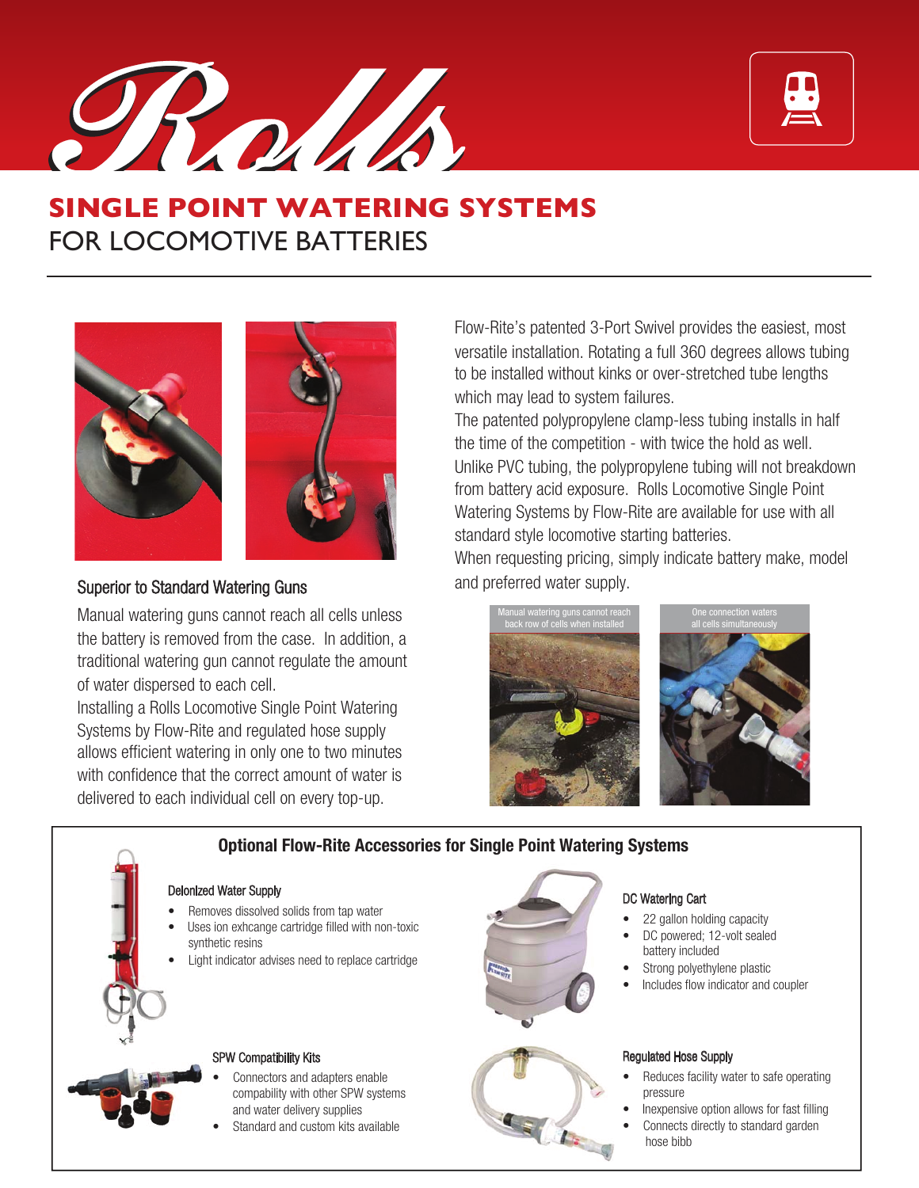# SINGLE POINT WATERING SYSTEMS
## FOR LOCOMOTIVE BATTERIES

### Superior to Standard Watering Guns

Manual watering guns cannot reach all cells unless the battery is removed from the case. In addition, a traditional watering gun cannot regulate the amount of water dispersed to each cell.

Installing a Rolls Locomotive Single Point Watering Systems by Flow-Rite and regulated hose supply allows efficient watering in only one to two minutes with confidence that the correct amount of water is delivered to each individual cell on every top-up.

Flow-Rite's patented 3-Port Swivel provides the easiest, most versatile installation. Rotating a full 360 degrees allows tubing to be installed without kinks or over-stretched tube lengths which may lead to system failures.

The patented polypropylene clamp-less tubing installs in half the time of the competition - with twice the hold as well. Unlike PVC tubing, the polypropylene tubing will not breakdown from battery acid exposure. Rolls Locomotive Single Point Watering Systems by Flow-Rite are available for use with all standard style locomotive starting batteries.

When requesting pricing, simply indicate battery make, model and preferred water supply.

Manual watering guns cannot reach back row of cells when installed

One connection waters all cells simultaneously

### Optional Flow-Rite Accessories for Single Point Watering Systems

#### DeIonized Water Supply

- Removes dissolved solids from tap water
- Uses ion exhcange cartridge filled with non-toxic synthetic resins
- Light indicator advises need to replace cartridge

#### DC Watering Cart

- 22 gallon holding capacity
- DC powered; 12-volt sealed battery included
- Strong polyethylene plastic
- Includes flow indicator and coupler

#### SPW Compatibility Kits

- Connectors and adapters enable compability with other SPW systems and water delivery supplies
- Standard and custom kits available

#### Regulated Hose Supply

- Reduces facility water to safe operating pressure
- Inexpensive option allows for fast filling
- Connects directly to standard garden hose bibb